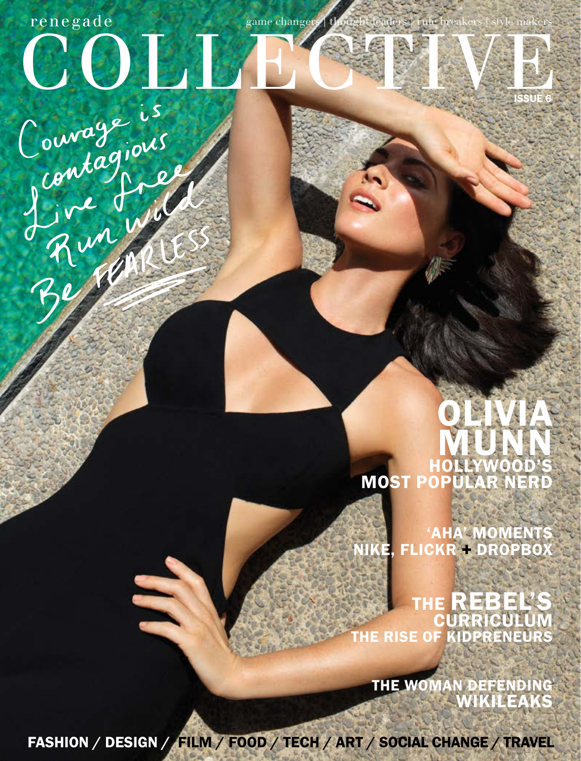renegade

game changers | thought leaders | rule breakers | style makers

# COLLECTIVE

ISSUE 6

Courage is contagious
Live free
Run wild
Be FEARLESS

## OLIVIA MUNN
HOLLYWOOD'S MOST POPULAR NERD

'AHA' MOMENTS
NIKE, FLICKR + DROPBOX

THE REBEL'S CURRICULUM
THE RISE OF KIDPRENEURS

THE WOMAN DEFENDING WIKILEAKS

FASHION / DESIGN / FILM / FOOD / TECH / ART / SOCIAL CHANGE / TRAVEL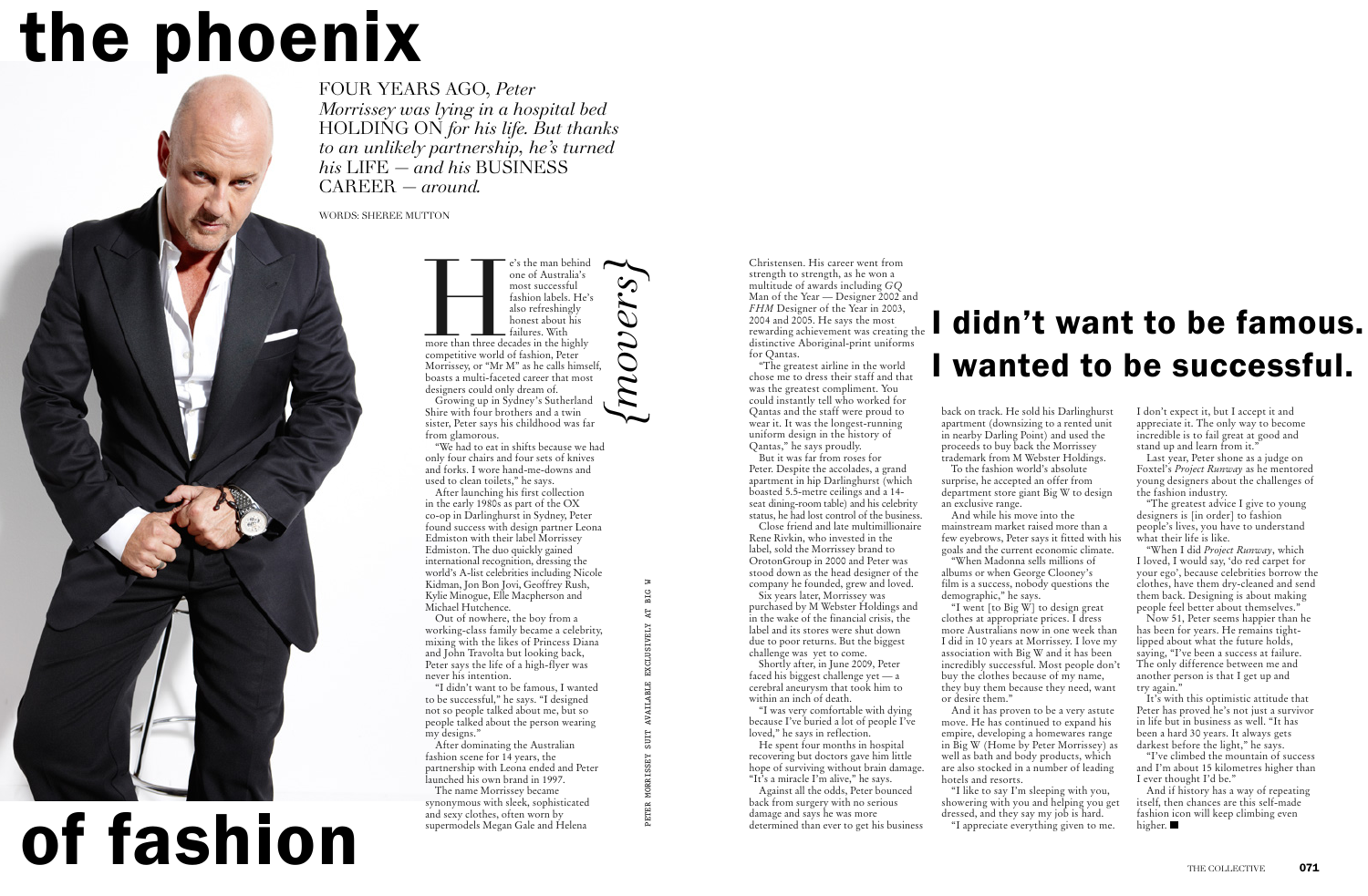# the phoenix of fashion

FOUR YEARS AGO, *Peter Morrissey was lying in a hospital bed* HOLDING ON *for his life. But thanks to an unlikely partnership, he's turned his* LIFE — *and his* BUSINESS CAREER — *around.*

WORDS: SHEREE MUTTON

*{movers}*

He's the man behind one of Australia's most successful fashion labels. He's also refreshingly honest about his failures. With more than three decades in the highly competitive world of fashion, Peter Morrissey, or "Mr M" as he calls himself, boasts a multi-faceted career that most designers could only dream of.

Growing up in Sydney's Sutherland Shire with four brothers and a twin sister, Peter says his childhood was far from glamorous.

"We had to eat in shifts because we had only four chairs and four sets of knives and forks. I wore hand-me-downs and used to clean toilets," he says.

After launching his first collection in the early 1980s as part of the OX co-op in Darlinghurst in Sydney, Peter found success with design partner Leona Edmiston with their label Morrissey Edmiston. The duo quickly gained international recognition, dressing the world's A-list celebrities including Nicole Kidman, Jon Bon Jovi, Geoffrey Rush, Kylie Minogue, Elle Macpherson and Michael Hutchence.

Out of nowhere, the boy from a working-class family became a celebrity, mixing with the likes of Princess Diana and John Travolta but looking back, Peter says the life of a high-flyer was never his intention.

"I didn't want to be famous, I wanted to be successful," he says. "I designed not so people talked about me, but so people talked about the person wearing my designs."

After dominating the Australian fashion scene for 14 years, the partnership with Leona ended and Peter launched his own brand in 1997.

The name Morrissey became synonymous with sleek, sophisticated and sexy clothes, often worn by supermodels Megan Gale and Helena Christensen. His career went from strength to strength, as he won a multitude of awards including *GQ* Man of the Year — Designer 2002 and *FHM* Designer of the Year in 2003, 2004 and 2005. He says the most rewarding achievement was creating the distinctive Aboriginal-print uniforms for Qantas.

"The greatest airline in the world chose me to dress their staff and that was the greatest compliment. You could instantly tell who worked for Qantas and the staff were proud to wear it. It was the longest-running uniform design in the history of Qantas," he says proudly.

But it was far from roses for Peter. Despite the accolades, a grand apartment in hip Darlinghurst (which boasted 5.5-metre ceilings and a 14-seat dining-room table) and his celebrity status, he had lost control of the business.

Close friend and late multimillionaire Rene Rivkin, who invested in the label, sold the Morrissey brand to OrotonGroup in 2000 and Peter was stood down as the head designer of the company he founded, grew and loved.

Six years later, Morrissey was purchased by M Webster Holdings and in the wake of the financial crisis, the label and its stores were shut down due to poor returns. But the biggest challenge was yet to come.

Shortly after, in June 2009, Peter faced his biggest challenge yet — a cerebral aneurysm that took him to within an inch of death.

"I was very comfortable with dying because I've buried a lot of people I've loved," he says in reflection.

He spent four months in hospital recovering but doctors gave him little hope of surviving without brain damage. "It's a miracle I'm alive," he says.

Against all the odds, Peter bounced back from surgery with no serious damage and says he was more determined than ever to get his business back on track. He sold his Darlinghurst apartment (downsizing to a rented unit in nearby Darling Point) and used the proceeds to buy back the Morrissey trademark from M Webster Holdings.

To the fashion world's absolute surprise, he accepted an offer from department store giant Big W to design an exclusive range.

And while his move into the mainstream market raised more than a few eyebrows, Peter says it fitted with his goals and the current economic climate.

"When Madonna sells millions of albums or when George Clooney's film is a success, nobody questions the demographic," he says.

"I went [to Big W] to design great clothes at appropriate prices. I dress more Australians now in one week than I did in 10 years at Morrissey. I love my association with Big W and it has been incredibly successful. Most people don't buy the clothes because of my name, they buy them because they need, want or desire them."

And it has proven to be a very astute move. He has continued to expand his empire, developing a homewares range in Big W (Home by Peter Morrissey) as well as bath and body products, which are also stocked in a number of leading hotels and resorts.

"I like to say I'm sleeping with you, showering with you and helping you get dressed, and they say my job is hard.

"I appreciate everything given to me. I don't expect it, but I accept it and appreciate it. The only way to become incredible is to fail great at good and stand up and learn from it."

Last year, Peter shone as a judge on Foxtel's *Project Runway* as he mentored young designers about the challenges of the fashion industry.

"The greatest advice I give to young designers is [in order] to fashion people's lives, you have to understand what their life is like.

"When I did *Project Runway*, which I loved, I would say, 'do red carpet for your ego', because celebrities borrow the clothes, have them dry-cleaned and send them back. Designing is about making people feel better about themselves."

Now 51, Peter seems happier than he has been for years. He remains tight-lipped about what the future holds, saying, "I've been a success at failure. The only difference between me and another person is that I get up and try again."

It's with this optimistic attitude that Peter has proved he's not just a survivor in life but in business as well. "It has been a hard 30 years. It always gets darkest before the light," he says.

"I've climbed the mountain of success and I'm about 15 kilometres higher than I ever thought I'd be."

And if history has a way of repeating itself, then chances are this self-made fashion icon will keep climbing even higher. ■

## I didn't want to be famous. I wanted to be successful.

PETER MORRISSEY SUIT AVAILABLE EXCLUSIVELY AT BIG W